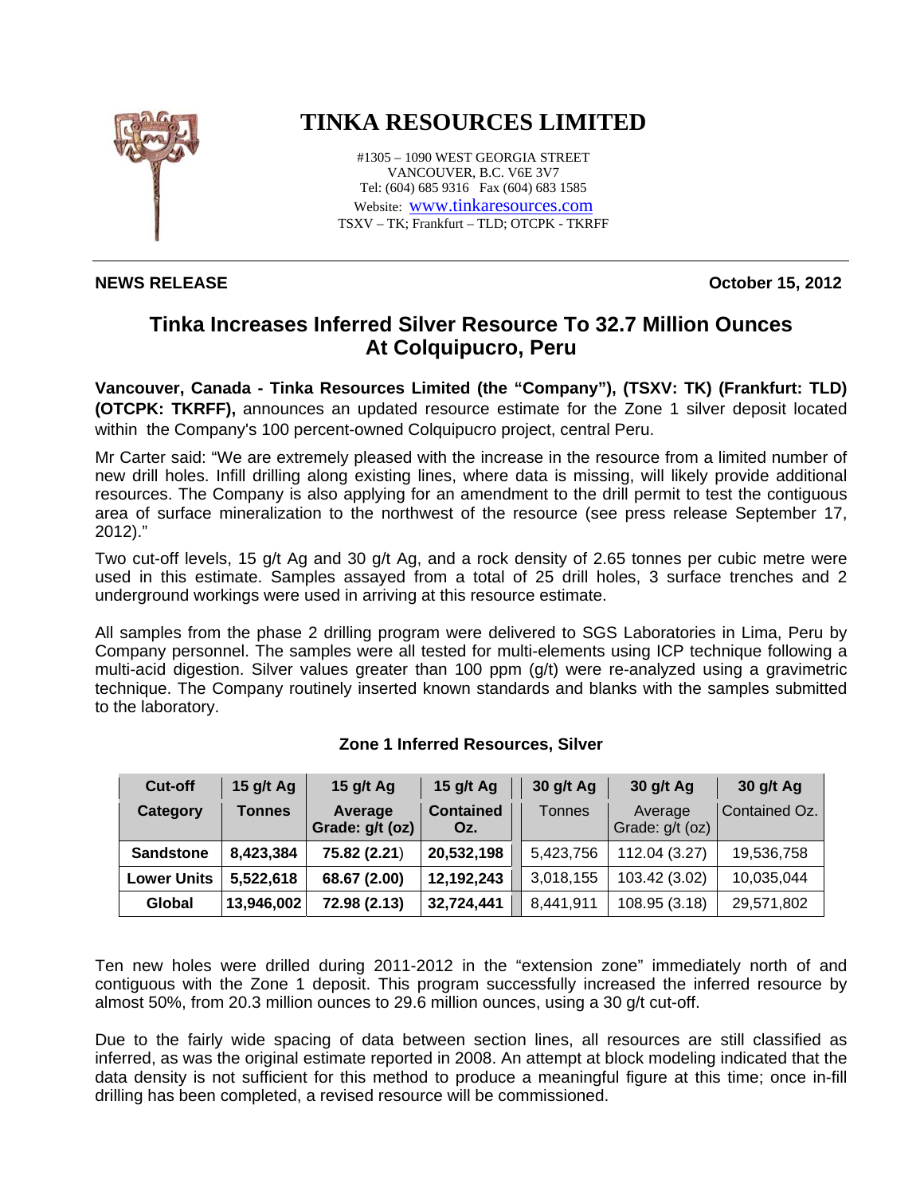# TINKA RESOURCES LIMITED

#1305 – 1090 WEST GEORGIA STREET
VANCOUVER, B.C. V6E 3V7
Tel: (604) 685 9316 Fax (604) 683 1585
Website: www.tinkaresources.com
TSXV – TK; Frankfurt – TLD; OTCPK - TKRFF

**NEWS RELEASE** **October 15, 2012**

## Tinka Increases Inferred Silver Resource To 32.7 Million Ounces At Colquipucro, Peru

**Vancouver, Canada - Tinka Resources Limited (the "Company"), (TSXV: TK) (Frankfurt: TLD) (OTCPK: TKRFF),** announces an updated resource estimate for the Zone 1 silver deposit located within the Company's 100 percent-owned Colquipucro project, central Peru.

Mr Carter said: "We are extremely pleased with the increase in the resource from a limited number of new drill holes. Infill drilling along existing lines, where data is missing, will likely provide additional resources. The Company is also applying for an amendment to the drill permit to test the contiguous area of surface mineralization to the northwest of the resource (see press release September 17, 2012)."

Two cut-off levels, 15 g/t Ag and 30 g/t Ag, and a rock density of 2.65 tonnes per cubic metre were used in this estimate. Samples assayed from a total of 25 drill holes, 3 surface trenches and 2 underground workings were used in arriving at this resource estimate.

All samples from the phase 2 drilling program were delivered to SGS Laboratories in Lima, Peru by Company personnel. The samples were all tested for multi-elements using ICP technique following a multi-acid digestion. Silver values greater than 100 ppm (g/t) were re-analyzed using a gravimetric technique. The Company routinely inserted known standards and blanks with the samples submitted to the laboratory.

**Zone 1 Inferred Resources, Silver**

| Cut-off | 15 g/t Ag | 15 g/t Ag | 15 g/t Ag | 30 g/t Ag | 30 g/t Ag | 30 g/t Ag |
|---|---|---|---|---|---|---|
| **Category** | **Tonnes** | **Average Grade: g/t (oz)** | **Contained Oz.** | Tonnes | Average Grade: g/t (oz) | Contained Oz. |
| **Sandstone** | **8,423,384** | **75.82 (2.21)** | **20,532,198** | 5,423,756 | 112.04 (3.27) | 19,536,758 |
| **Lower Units** | **5,522,618** | **68.67 (2.00)** | **12,192,243** | 3,018,155 | 103.42 (3.02) | 10,035,044 |
| **Global** | **13,946,002** | **72.98 (2.13)** | **32,724,441** | 8,441,911 | 108.95 (3.18) | 29,571,802 |

Ten new holes were drilled during 2011-2012 in the "extension zone" immediately north of and contiguous with the Zone 1 deposit. This program successfully increased the inferred resource by almost 50%, from 20.3 million ounces to 29.6 million ounces, using a 30 g/t cut-off.

Due to the fairly wide spacing of data between section lines, all resources are still classified as inferred, as was the original estimate reported in 2008. An attempt at block modeling indicated that the data density is not sufficient for this method to produce a meaningful figure at this time; once in-fill drilling has been completed, a revised resource will be commissioned.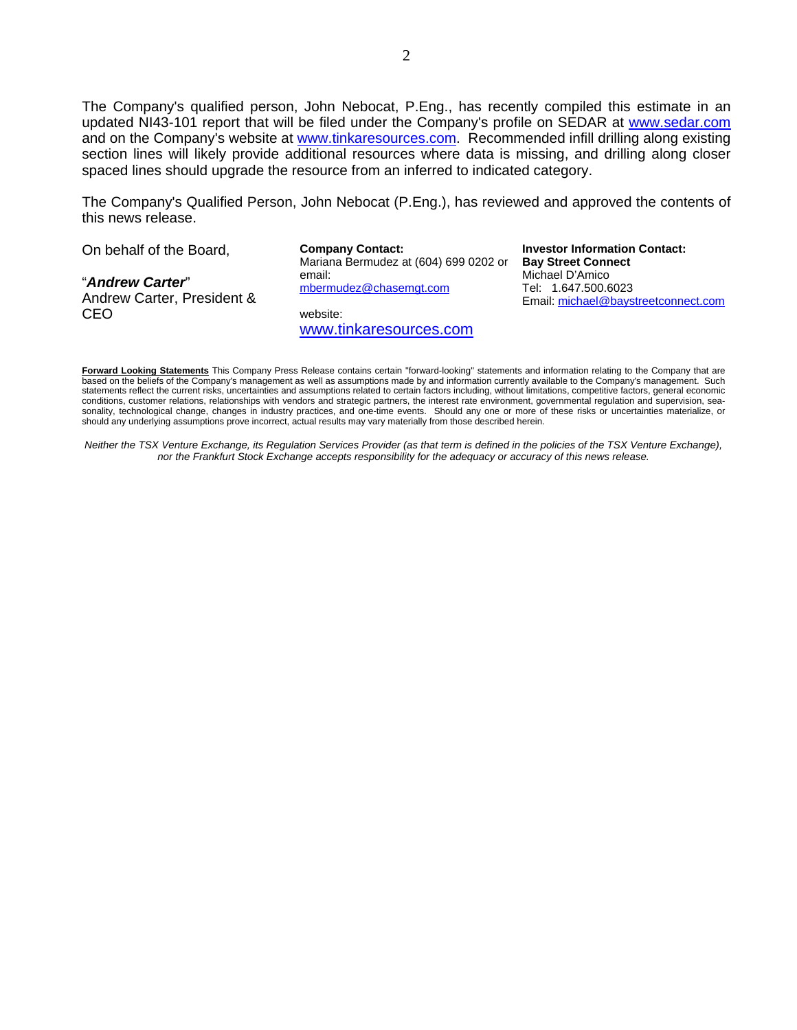The Company's qualified person, John Nebocat, P.Eng., has recently compiled this estimate in an updated NI43-101 report that will be filed under the Company's profile on SEDAR at www.sedar.com and on the Company's website at www.tinkaresources.com. Recommended infill drilling along existing section lines will likely provide additional resources where data is missing, and drilling along closer spaced lines should upgrade the resource from an inferred to indicated category.

The Company's Qualified Person, John Nebocat (P.Eng.), has reviewed and approved the contents of this news release.

On behalf of the Board,

"***Andrew Carter***"
Andrew Carter, President & CEO

**Company Contact:**
Mariana Bermudez at (604) 699 0202 or email: mbermudez@chasemgt.com

website: www.tinkaresources.com

**Investor Information Contact:**
**Bay Street Connect**
Michael D'Amico
Tel: 1.647.500.6023
Email: michael@baystreetconnect.com

**Forward Looking Statements** This Company Press Release contains certain "forward-looking" statements and information relating to the Company that are based on the beliefs of the Company's management as well as assumptions made by and information currently available to the Company's management. Such statements reflect the current risks, uncertainties and assumptions related to certain factors including, without limitations, competitive factors, general economic conditions, customer relations, relationships with vendors and strategic partners, the interest rate environment, governmental regulation and supervision, seasonality, technological change, changes in industry practices, and one-time events. Should any one or more of these risks or uncertainties materialize, or should any underlying assumptions prove incorrect, actual results may vary materially from those described herein.

*Neither the TSX Venture Exchange, its Regulation Services Provider (as that term is defined in the policies of the TSX Venture Exchange), nor the Frankfurt Stock Exchange accepts responsibility for the adequacy or accuracy of this news release.*